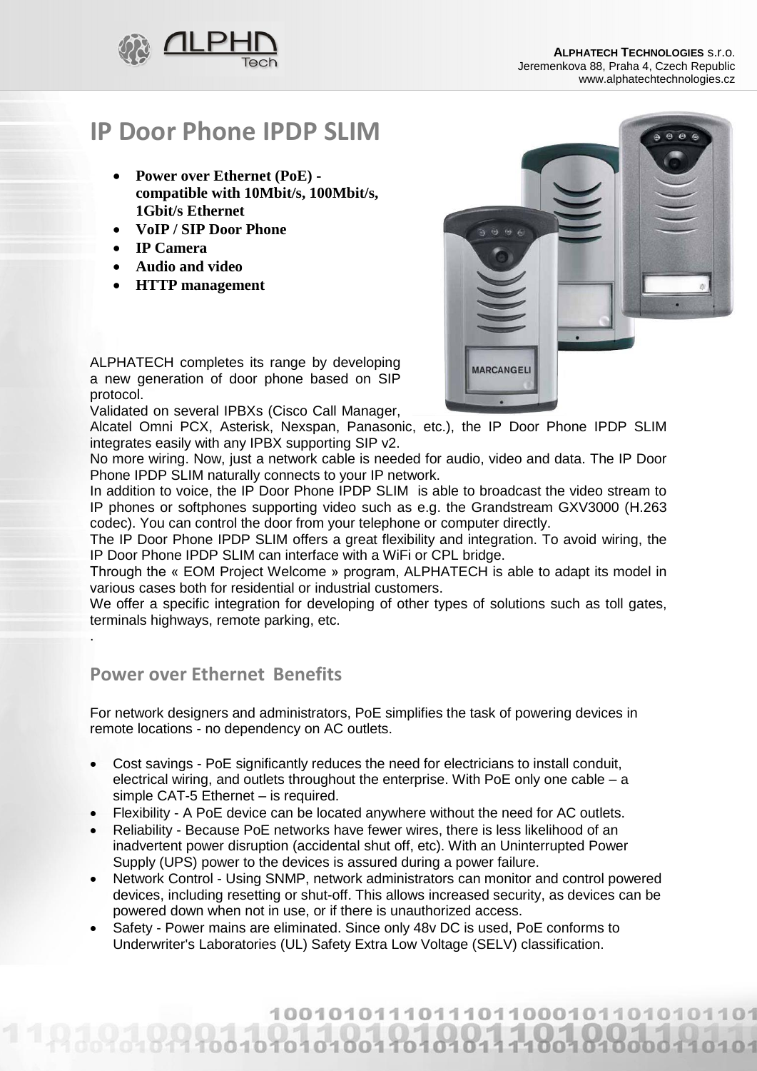**ALPHATECH TECHNOLOGIES** s.r.o.
Jeremenkova 88, Praha 4, Czech Republic
www.alphatechtechnologies.cz

# IP Door Phone IPDP SLIM

- **Power over Ethernet (PoE) - compatible with 10Mbit/s, 100Mbit/s, 1Gbit/s Ethernet**
- **VoIP / SIP Door Phone**
- **IP Camera**
- **Audio and video**
- **HTTP management**

ALPHATECH completes its range by developing a new generation of door phone based on SIP protocol.
Validated on several IPBXs (Cisco Call Manager, Alcatel Omni PCX, Asterisk, Nexspan, Panasonic, etc.), the IP Door Phone IPDP SLIM integrates easily with any IPBX supporting SIP v2.
No more wiring. Now, just a network cable is needed for audio, video and data. The IP Door Phone IPDP SLIM naturally connects to your IP network.
In addition to voice, the IP Door Phone IPDP SLIM is able to broadcast the video stream to IP phones or softphones supporting video such as e.g. the Grandstream GXV3000 (H.263 codec). You can control the door from your telephone or computer directly.
The IP Door Phone IPDP SLIM offers a great flexibility and integration. To avoid wiring, the IP Door Phone IPDP SLIM can interface with a WiFi or CPL bridge.
Through the « EOM Project Welcome » program, ALPHATECH is able to adapt its model in various cases both for residential or industrial customers.
We offer a specific integration for developing of other types of solutions such as toll gates, terminals highways, remote parking, etc.
.

## Power over Ethernet Benefits

For network designers and administrators, PoE simplifies the task of powering devices in remote locations - no dependency on AC outlets.

- Cost savings - PoE significantly reduces the need for electricians to install conduit, electrical wiring, and outlets throughout the enterprise. With PoE only one cable – a simple CAT-5 Ethernet – is required.
- Flexibility - A PoE device can be located anywhere without the need for AC outlets.
- Reliability - Because PoE networks have fewer wires, there is less likelihood of an inadvertent power disruption (accidental shut off, etc). With an Uninterrupted Power Supply (UPS) power to the devices is assured during a power failure.
- Network Control - Using SNMP, network administrators can monitor and control powered devices, including resetting or shut-off. This allows increased security, as devices can be powered down when not in use, or if there is unauthorized access.
- Safety - Power mains are eliminated. Since only 48v DC is used, PoE conforms to Underwriter's Laboratories (UL) Safety Extra Low Voltage (SELV) classification.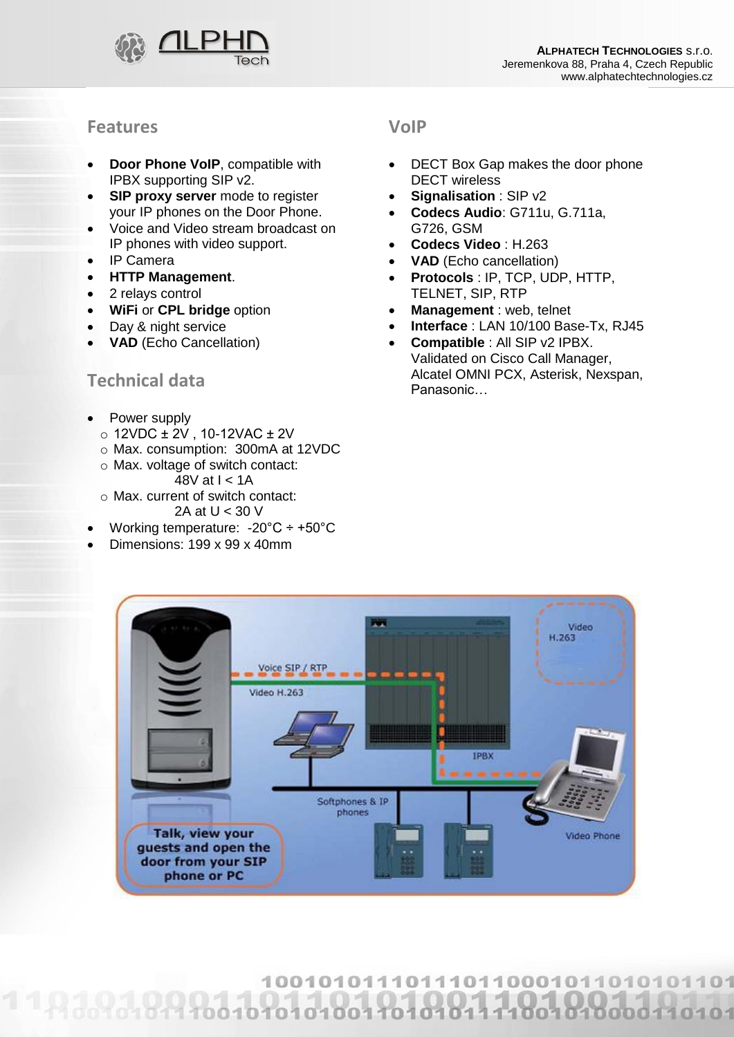## Features

- **Door Phone VoIP**, compatible with IPBX supporting SIP v2.
- **SIP proxy server** mode to register your IP phones on the Door Phone.
- Voice and Video stream broadcast on IP phones with video support.
- IP Camera
- **HTTP Management**.
- 2 relays control
- **WiFi** or **CPL bridge** option
- Day & night service
- **VAD** (Echo Cancellation)

## Technical data

- Power supply
  - 12VDC ± 2V , 10-12VAC ± 2V
  - Max. consumption: 300mA at 12VDC
  - Max. voltage of switch contact: 48V at I < 1A
  - Max. current of switch contact: 2A at U < 30 V
- Working temperature: -20°C ÷ +50°C
- Dimensions: 199 x 99 x 40mm

## VoIP

- DECT Box Gap makes the door phone DECT wireless
- **Signalisation** : SIP v2
- **Codecs Audio**: G711u, G.711a, G726, GSM
- **Codecs Video** : H.263
- **VAD** (Echo cancellation)
- **Protocols** : IP, TCP, UDP, HTTP, TELNET, SIP, RTP
- **Management** : web, telnet
- **Interface** : LAN 10/100 Base-Tx, RJ45
- **Compatible** : All SIP v2 IPBX. Validated on Cisco Call Manager, Alcatel OMNI PCX, Asterisk, Nexspan, Panasonic…

Video H.263

Voice SIP / RTP

Video H.263

IPBX

Softphones & IP phones

Video Phone

Talk, view your guests and open the door from your SIP phone or PC